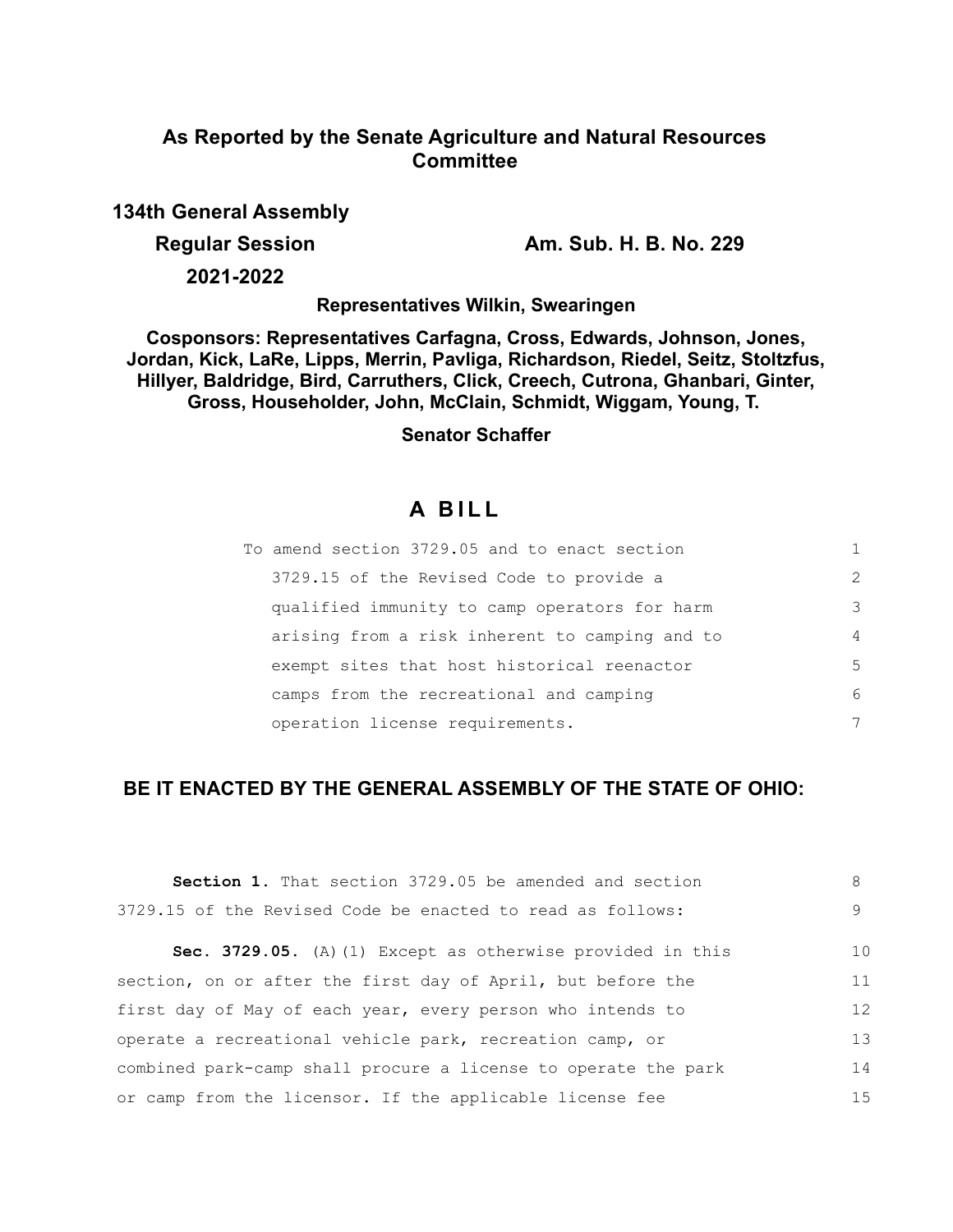**As Reported by the Senate Agriculture and Natural Resources Committee**

**134th General Assembly**

**Regular Session**

**2021-2022**

**Am. Sub. H. B. No. 229**

**Representatives Wilkin, Swearingen**

**Cosponsors: Representatives Carfagna, Cross, Edwards, Johnson, Jones, Jordan, Kick, LaRe, Lipps, Merrin, Pavliga, Richardson, Riedel, Seitz, Stoltzfus, Hillyer, Baldridge, Bird, Carruthers, Click, Creech, Cutrona, Ghanbari, Ginter, Gross, Householder, John, McClain, Schmidt, Wiggam, Young, T.**

**Senator Schaffer**

# A BILL

To amend section 3729.05 and to enact section 3729.15 of the Revised Code to provide a qualified immunity to camp operators for harm arising from a risk inherent to camping and to exempt sites that host historical reenactor camps from the recreational and camping operation license requirements.

## BE IT ENACTED BY THE GENERAL ASSEMBLY OF THE STATE OF OHIO:

**Section 1.** That section 3729.05 be amended and section 3729.15 of the Revised Code be enacted to read as follows:

**Sec. 3729.05.** (A)(1) Except as otherwise provided in this section, on or after the first day of April, but before the first day of May of each year, every person who intends to operate a recreational vehicle park, recreation camp, or combined park-camp shall procure a license to operate the park or camp from the licensor. If the applicable license fee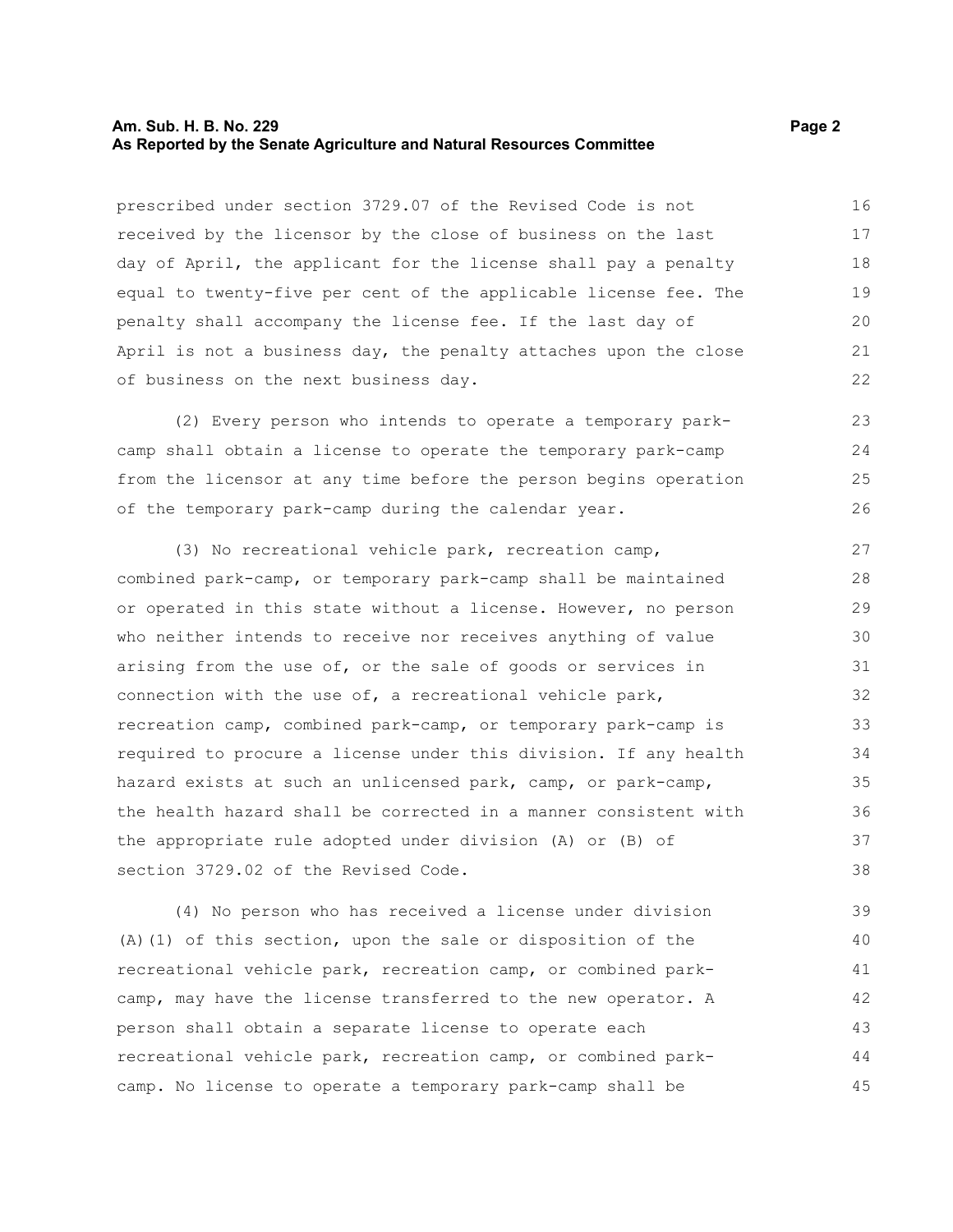prescribed under section 3729.07 of the Revised Code is not received by the licensor by the close of business on the last day of April, the applicant for the license shall pay a penalty equal to twenty-five per cent of the applicable license fee. The penalty shall accompany the license fee. If the last day of April is not a business day, the penalty attaches upon the close of business on the next business day.

(2) Every person who intends to operate a temporary park-camp shall obtain a license to operate the temporary park-camp from the licensor at any time before the person begins operation of the temporary park-camp during the calendar year.

(3) No recreational vehicle park, recreation camp, combined park-camp, or temporary park-camp shall be maintained or operated in this state without a license. However, no person who neither intends to receive nor receives anything of value arising from the use of, or the sale of goods or services in connection with the use of, a recreational vehicle park, recreation camp, combined park-camp, or temporary park-camp is required to procure a license under this division. If any health hazard exists at such an unlicensed park, camp, or park-camp, the health hazard shall be corrected in a manner consistent with the appropriate rule adopted under division (A) or (B) of section 3729.02 of the Revised Code.

(4) No person who has received a license under division (A)(1) of this section, upon the sale or disposition of the recreational vehicle park, recreation camp, or combined park-camp, may have the license transferred to the new operator. A person shall obtain a separate license to operate each recreational vehicle park, recreation camp, or combined park-camp. No license to operate a temporary park-camp shall be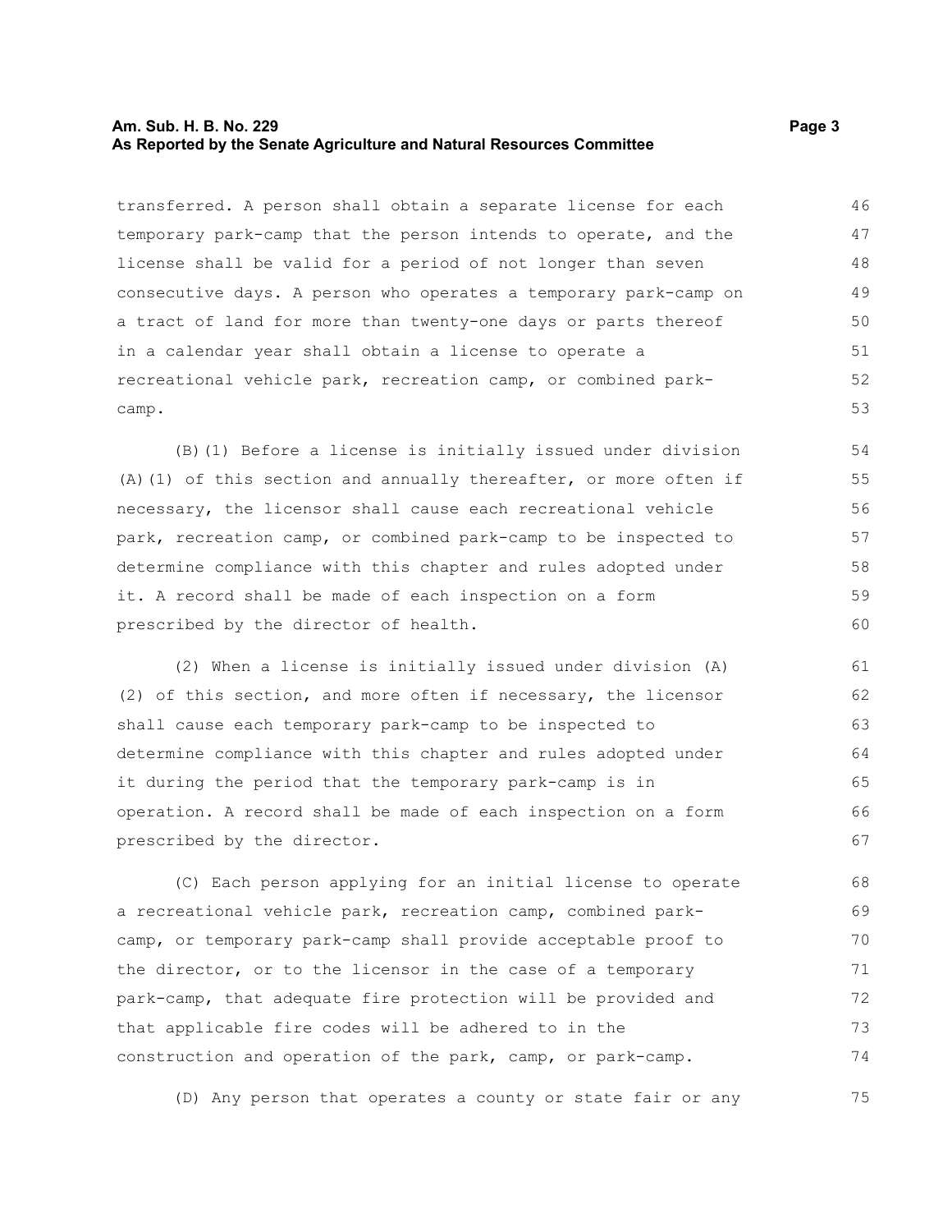transferred. A person shall obtain a separate license for each temporary park-camp that the person intends to operate, and the license shall be valid for a period of not longer than seven consecutive days. A person who operates a temporary park-camp on a tract of land for more than twenty-one days or parts thereof in a calendar year shall obtain a license to operate a recreational vehicle park, recreation camp, or combined park-camp.

(B)(1) Before a license is initially issued under division (A)(1) of this section and annually thereafter, or more often if necessary, the licensor shall cause each recreational vehicle park, recreation camp, or combined park-camp to be inspected to determine compliance with this chapter and rules adopted under it. A record shall be made of each inspection on a form prescribed by the director of health.

(2) When a license is initially issued under division (A)(2) of this section, and more often if necessary, the licensor shall cause each temporary park-camp to be inspected to determine compliance with this chapter and rules adopted under it during the period that the temporary park-camp is in operation. A record shall be made of each inspection on a form prescribed by the director.

(C) Each person applying for an initial license to operate a recreational vehicle park, recreation camp, combined park-camp, or temporary park-camp shall provide acceptable proof to the director, or to the licensor in the case of a temporary park-camp, that adequate fire protection will be provided and that applicable fire codes will be adhered to in the construction and operation of the park, camp, or park-camp.

(D) Any person that operates a county or state fair or any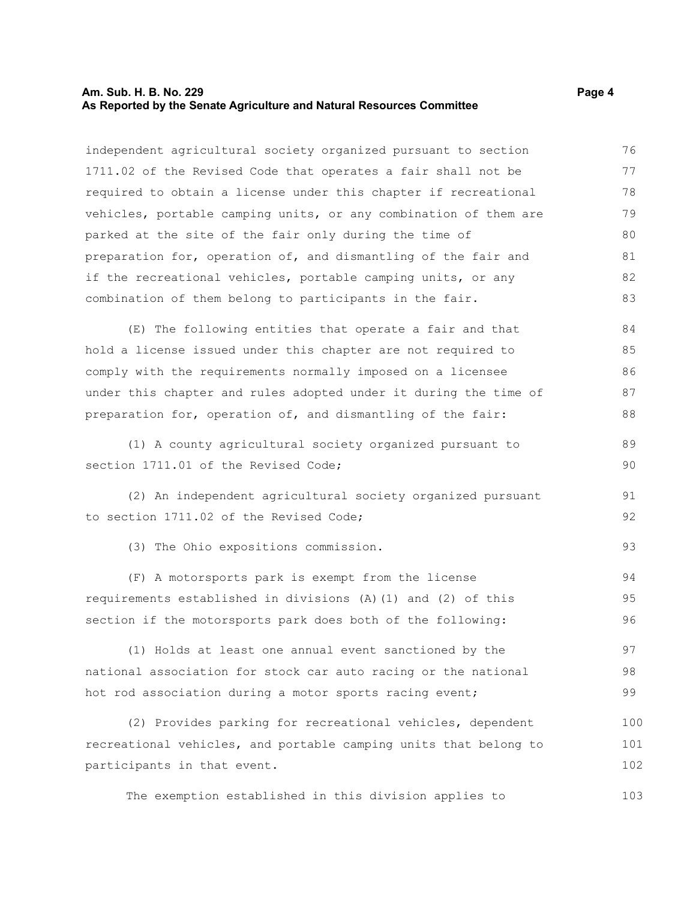independent agricultural society organized pursuant to section 1711.02 of the Revised Code that operates a fair shall not be required to obtain a license under this chapter if recreational vehicles, portable camping units, or any combination of them are parked at the site of the fair only during the time of preparation for, operation of, and dismantling of the fair and if the recreational vehicles, portable camping units, or any combination of them belong to participants in the fair.

(E) The following entities that operate a fair and that hold a license issued under this chapter are not required to comply with the requirements normally imposed on a licensee under this chapter and rules adopted under it during the time of preparation for, operation of, and dismantling of the fair:

(1) A county agricultural society organized pursuant to section 1711.01 of the Revised Code;

(2) An independent agricultural society organized pursuant to section 1711.02 of the Revised Code;

(3) The Ohio expositions commission.

(F) A motorsports park is exempt from the license requirements established in divisions (A)(1) and (2) of this section if the motorsports park does both of the following:

(1) Holds at least one annual event sanctioned by the national association for stock car auto racing or the national hot rod association during a motor sports racing event;

(2) Provides parking for recreational vehicles, dependent recreational vehicles, and portable camping units that belong to participants in that event.

The exemption established in this division applies to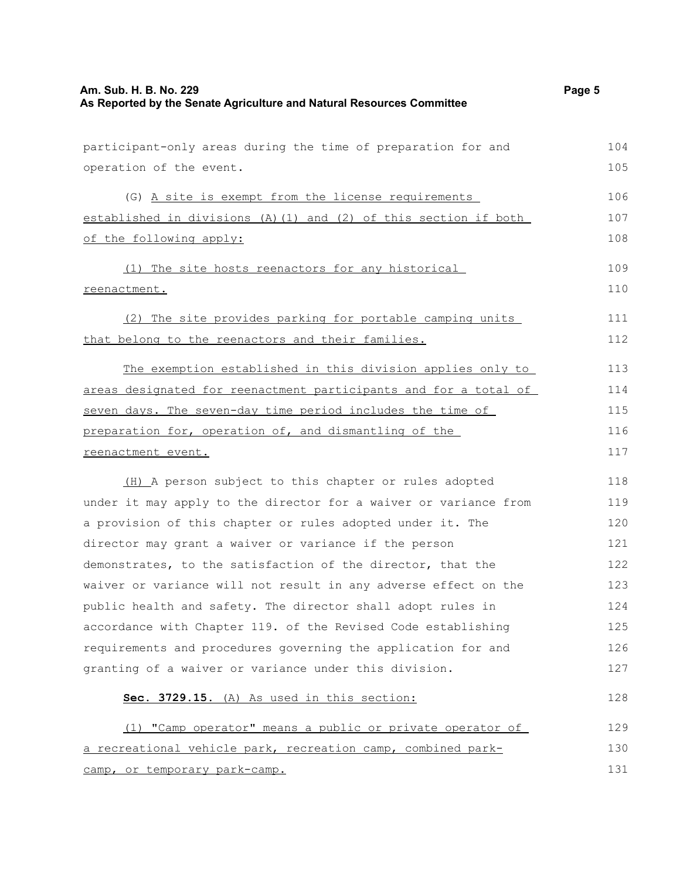participant-only areas during the time of preparation for and operation of the event.

(G) A site is exempt from the license requirements established in divisions (A)(1) and (2) of this section if both of the following apply:

(1) The site hosts reenactors for any historical reenactment.

(2) The site provides parking for portable camping units that belong to the reenactors and their families.

The exemption established in this division applies only to areas designated for reenactment participants and for a total of seven days. The seven-day time period includes the time of preparation for, operation of, and dismantling of the reenactment event.

(H) A person subject to this chapter or rules adopted under it may apply to the director for a waiver or variance from a provision of this chapter or rules adopted under it. The director may grant a waiver or variance if the person demonstrates, to the satisfaction of the director, that the waiver or variance will not result in any adverse effect on the public health and safety. The director shall adopt rules in accordance with Chapter 119. of the Revised Code establishing requirements and procedures governing the application for and granting of a waiver or variance under this division.

**Sec. 3729.15.** (A) As used in this section:

(1) "Camp operator" means a public or private operator of a recreational vehicle park, recreation camp, combined park-camp, or temporary park-camp.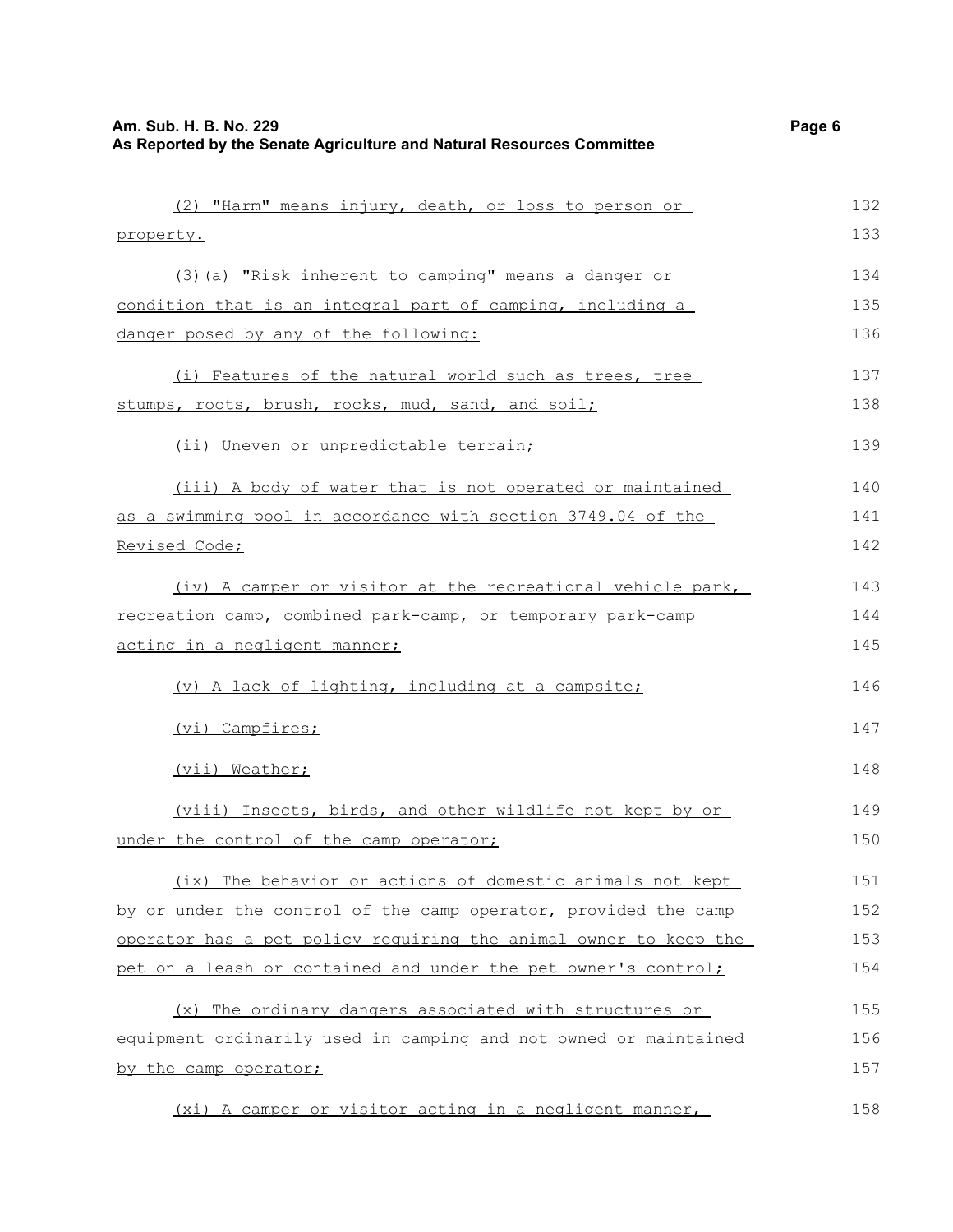(2) "Harm" means injury, death, or loss to person or property.

(3)(a) "Risk inherent to camping" means a danger or condition that is an integral part of camping, including a danger posed by any of the following:

(i) Features of the natural world such as trees, tree stumps, roots, brush, rocks, mud, sand, and soil;

(ii) Uneven or unpredictable terrain;

(iii) A body of water that is not operated or maintained as a swimming pool in accordance with section 3749.04 of the Revised Code;

(iv) A camper or visitor at the recreational vehicle park, recreation camp, combined park-camp, or temporary park-camp acting in a negligent manner;

(v) A lack of lighting, including at a campsite;

(vi) Campfires;

(vii) Weather;

(viii) Insects, birds, and other wildlife not kept by or under the control of the camp operator;

(ix) The behavior or actions of domestic animals not kept by or under the control of the camp operator, provided the camp operator has a pet policy requiring the animal owner to keep the pet on a leash or contained and under the pet owner's control;

(x) The ordinary dangers associated with structures or equipment ordinarily used in camping and not owned or maintained by the camp operator;

(xi) A camper or visitor acting in a negligent manner,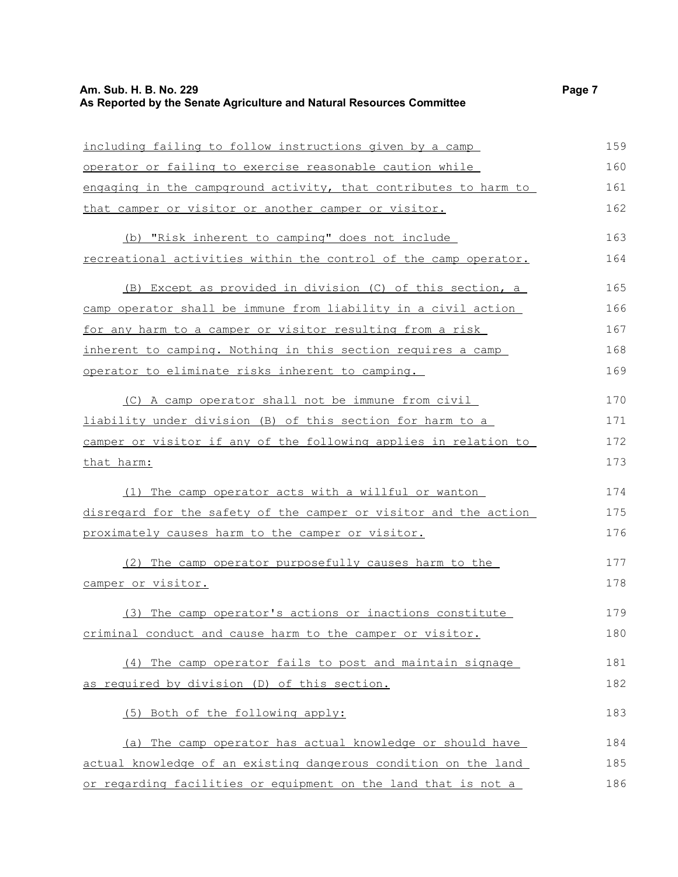including failing to follow instructions given by a camp operator or failing to exercise reasonable caution while engaging in the campground activity, that contributes to harm to that camper or visitor or another camper or visitor.

(b) "Risk inherent to camping" does not include recreational activities within the control of the camp operator.

(B) Except as provided in division (C) of this section, a camp operator shall be immune from liability in a civil action for any harm to a camper or visitor resulting from a risk inherent to camping. Nothing in this section requires a camp operator to eliminate risks inherent to camping.

(C) A camp operator shall not be immune from civil liability under division (B) of this section for harm to a camper or visitor if any of the following applies in relation to that harm:

(1) The camp operator acts with a willful or wanton disregard for the safety of the camper or visitor and the action proximately causes harm to the camper or visitor.

(2) The camp operator purposefully causes harm to the camper or visitor.

(3) The camp operator's actions or inactions constitute criminal conduct and cause harm to the camper or visitor.

(4) The camp operator fails to post and maintain signage as required by division (D) of this section.

(5) Both of the following apply:

(a) The camp operator has actual knowledge or should have actual knowledge of an existing dangerous condition on the land or regarding facilities or equipment on the land that is not a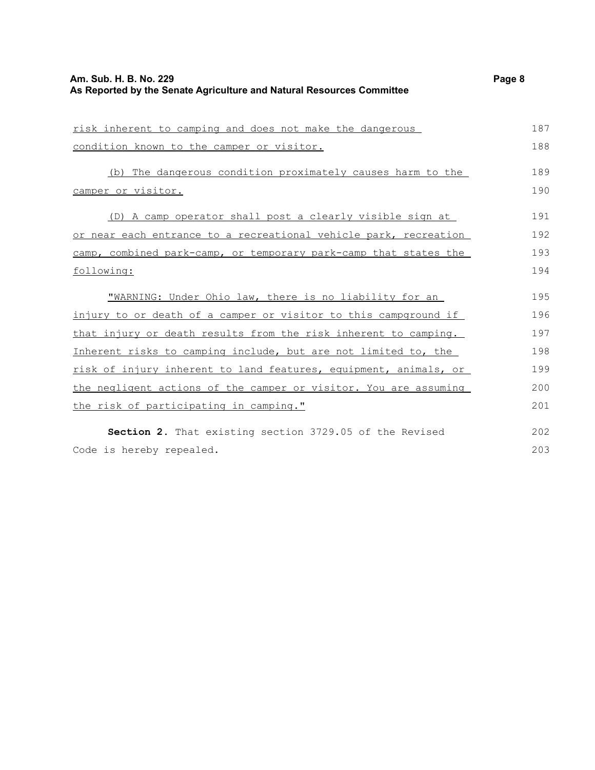risk inherent to camping and does not make the dangerous condition known to the camper or visitor.

(b) The dangerous condition proximately causes harm to the camper or visitor.

(D) A camp operator shall post a clearly visible sign at or near each entrance to a recreational vehicle park, recreation camp, combined park-camp, or temporary park-camp that states the following:

"WARNING: Under Ohio law, there is no liability for an injury to or death of a camper or visitor to this campground if that injury or death results from the risk inherent to camping. Inherent risks to camping include, but are not limited to, the risk of injury inherent to land features, equipment, animals, or the negligent actions of the camper or visitor. You are assuming the risk of participating in camping."

**Section 2.** That existing section 3729.05 of the Revised Code is hereby repealed.